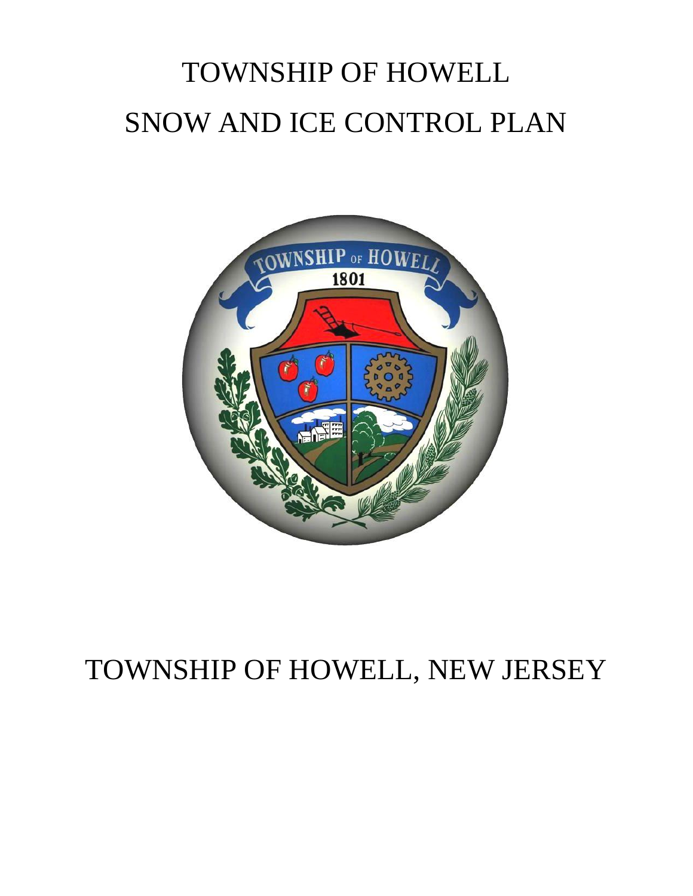# TOWNSHIP OF HOWELL

# SNOW AND ICE CONTROL PLAN

# TOWNSHIP OF HOWELL, NEW JERSEY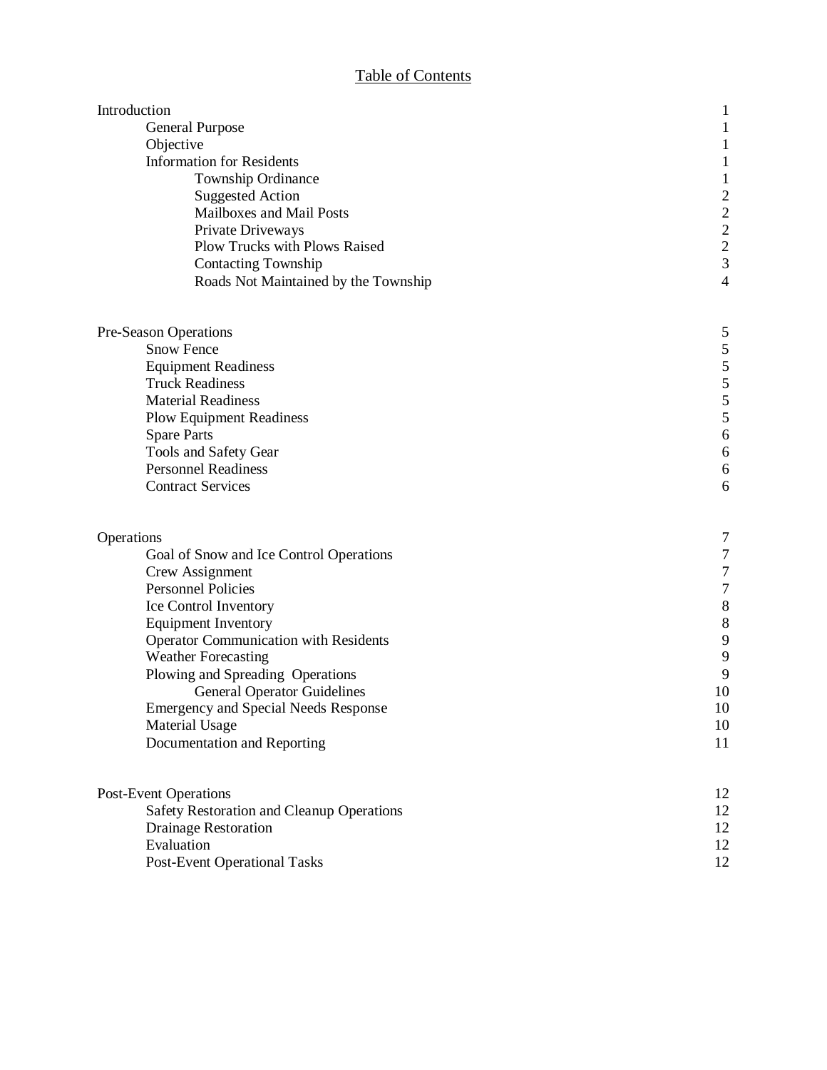# Table of Contents

| | |
|---|---|
| Introduction | 1 |
| General Purpose | 1 |
| Objective | 1 |
| Information for Residents | 1 |
| Township Ordinance | 1 |
| Suggested Action | 2 |
| Mailboxes and Mail Posts | 2 |
| Private Driveways | 2 |
| Plow Trucks with Plows Raised | 2 |
| Contacting Township | 3 |
| Roads Not Maintained by the Township | 4 |
| | |
| Pre-Season Operations | 5 |
| Snow Fence | 5 |
| Equipment Readiness | 5 |
| Truck Readiness | 5 |
| Material Readiness | 5 |
| Plow Equipment Readiness | 5 |
| Spare Parts | 6 |
| Tools and Safety Gear | 6 |
| Personnel Readiness | 6 |
| Contract Services | 6 |
| | |
| Operations | 7 |
| Goal of Snow and Ice Control Operations | 7 |
| Crew Assignment | 7 |
| Personnel Policies | 7 |
| Ice Control Inventory | 8 |
| Equipment Inventory | 8 |
| Operator Communication with Residents | 9 |
| Weather Forecasting | 9 |
| Plowing and Spreading Operations | 9 |
| General Operator Guidelines | 10 |
| Emergency and Special Needs Response | 10 |
| Material Usage | 10 |
| Documentation and Reporting | 11 |
| | |
| Post-Event Operations | 12 |
| Safety Restoration and Cleanup Operations | 12 |
| Drainage Restoration | 12 |
| Evaluation | 12 |
| Post-Event Operational Tasks | 12 |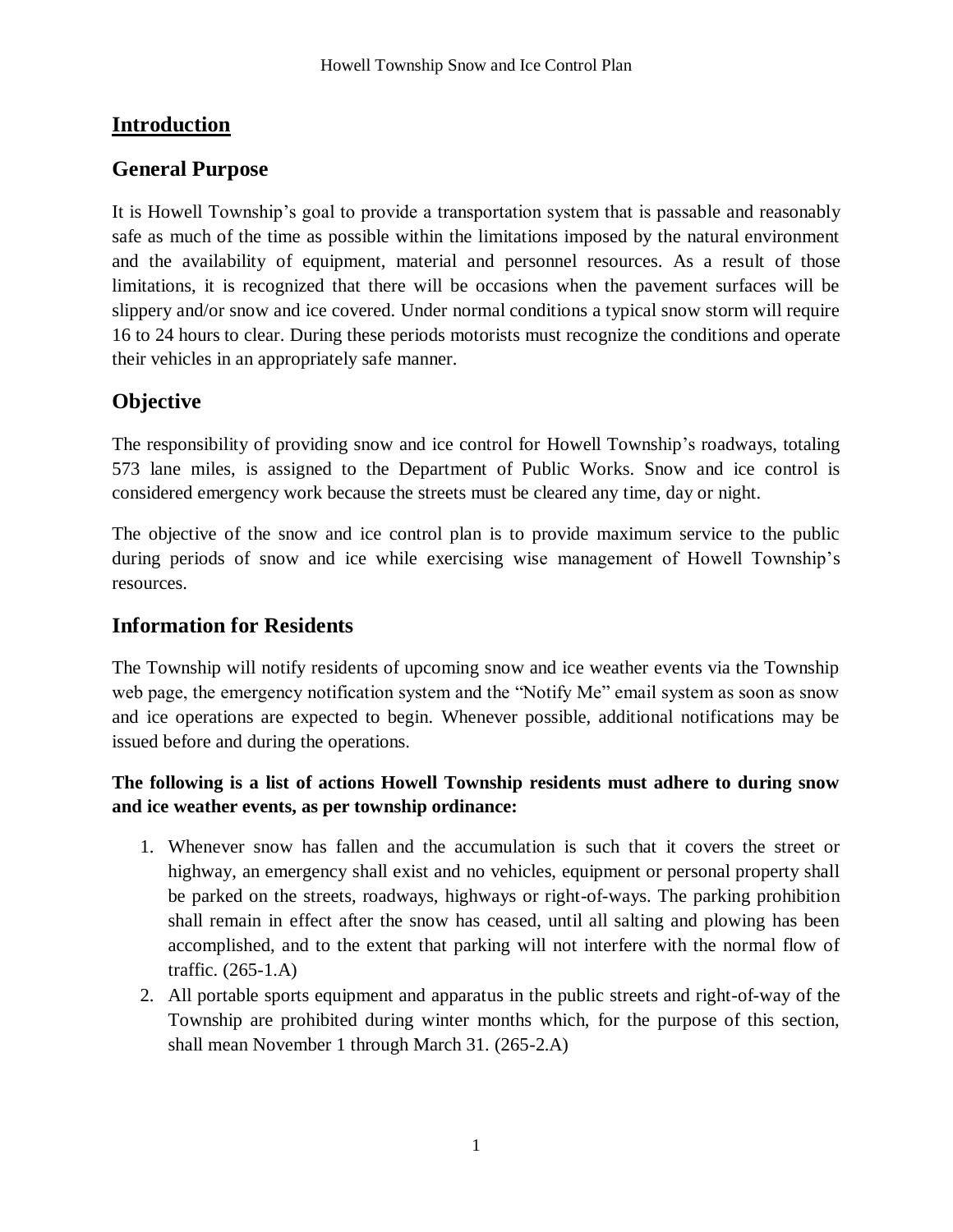## Introduction

## General Purpose

It is Howell Township's goal to provide a transportation system that is passable and reasonably safe as much of the time as possible within the limitations imposed by the natural environment and the availability of equipment, material and personnel resources. As a result of those limitations, it is recognized that there will be occasions when the pavement surfaces will be slippery and/or snow and ice covered. Under normal conditions a typical snow storm will require 16 to 24 hours to clear. During these periods motorists must recognize the conditions and operate their vehicles in an appropriately safe manner.

## Objective

The responsibility of providing snow and ice control for Howell Township's roadways, totaling 573 lane miles, is assigned to the Department of Public Works. Snow and ice control is considered emergency work because the streets must be cleared any time, day or night.

The objective of the snow and ice control plan is to provide maximum service to the public during periods of snow and ice while exercising wise management of Howell Township's resources.

## Information for Residents

The Township will notify residents of upcoming snow and ice weather events via the Township web page, the emergency notification system and the "Notify Me" email system as soon as snow and ice operations are expected to begin. Whenever possible, additional notifications may be issued before and during the operations.

**The following is a list of actions Howell Township residents must adhere to during snow and ice weather events, as per township ordinance:**

1. Whenever snow has fallen and the accumulation is such that it covers the street or highway, an emergency shall exist and no vehicles, equipment or personal property shall be parked on the streets, roadways, highways or right-of-ways. The parking prohibition shall remain in effect after the snow has ceased, until all salting and plowing has been accomplished, and to the extent that parking will not interfere with the normal flow of traffic. (265-1.A)
2. All portable sports equipment and apparatus in the public streets and right-of-way of the Township are prohibited during winter months which, for the purpose of this section, shall mean November 1 through March 31. (265-2.A)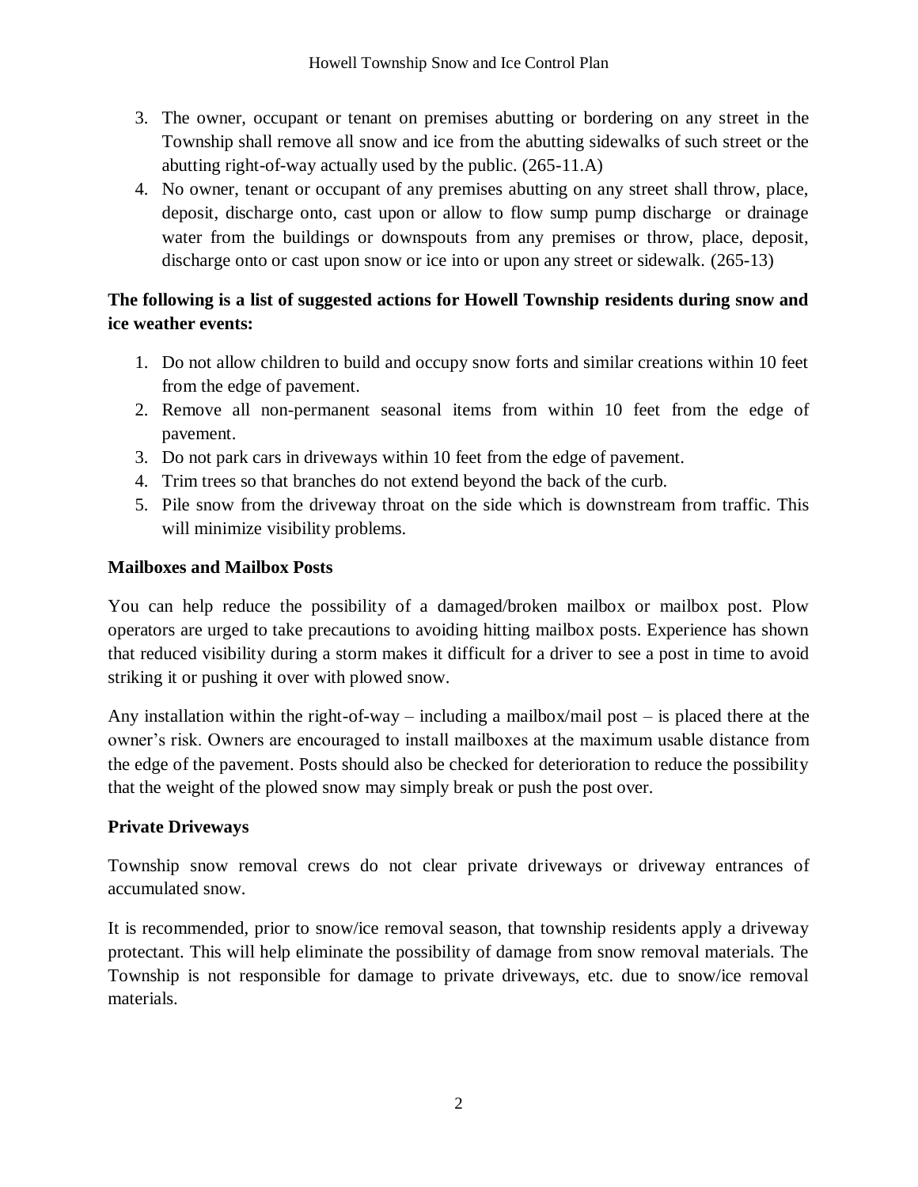3. The owner, occupant or tenant on premises abutting or bordering on any street in the Township shall remove all snow and ice from the abutting sidewalks of such street or the abutting right-of-way actually used by the public. (265-11.A)
4. No owner, tenant or occupant of any premises abutting on any street shall throw, place, deposit, discharge onto, cast upon or allow to flow sump pump discharge or drainage water from the buildings or downspouts from any premises or throw, place, deposit, discharge onto or cast upon snow or ice into or upon any street or sidewalk. (265-13)

**The following is a list of suggested actions for Howell Township residents during snow and ice weather events:**

1. Do not allow children to build and occupy snow forts and similar creations within 10 feet from the edge of pavement.
2. Remove all non-permanent seasonal items from within 10 feet from the edge of pavement.
3. Do not park cars in driveways within 10 feet from the edge of pavement.
4. Trim trees so that branches do not extend beyond the back of the curb.
5. Pile snow from the driveway throat on the side which is downstream from traffic. This will minimize visibility problems.

**Mailboxes and Mailbox Posts**

You can help reduce the possibility of a damaged/broken mailbox or mailbox post. Plow operators are urged to take precautions to avoiding hitting mailbox posts. Experience has shown that reduced visibility during a storm makes it difficult for a driver to see a post in time to avoid striking it or pushing it over with plowed snow.

Any installation within the right-of-way – including a mailbox/mail post – is placed there at the owner's risk. Owners are encouraged to install mailboxes at the maximum usable distance from the edge of the pavement. Posts should also be checked for deterioration to reduce the possibility that the weight of the plowed snow may simply break or push the post over.

**Private Driveways**

Township snow removal crews do not clear private driveways or driveway entrances of accumulated snow.

It is recommended, prior to snow/ice removal season, that township residents apply a driveway protectant. This will help eliminate the possibility of damage from snow removal materials. The Township is not responsible for damage to private driveways, etc. due to snow/ice removal materials.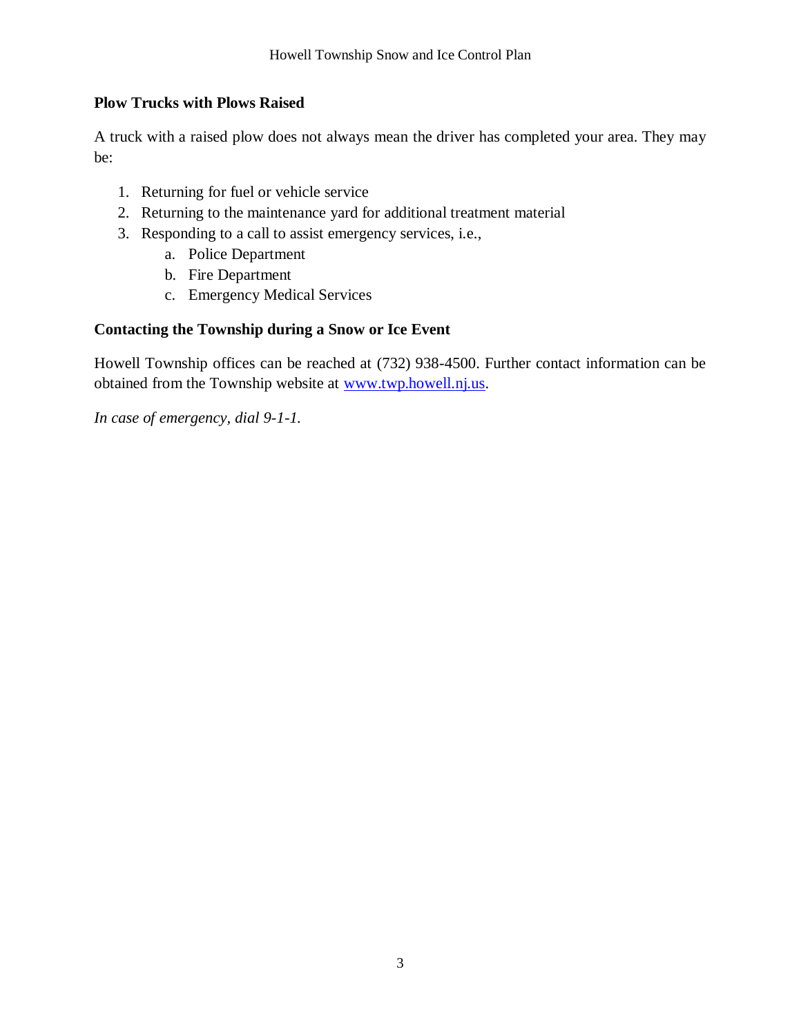### Plow Trucks with Plows Raised

A truck with a raised plow does not always mean the driver has completed your area. They may be:

1. Returning for fuel or vehicle service
2. Returning to the maintenance yard for additional treatment material
3. Responding to a call to assist emergency services, i.e.,
    a. Police Department
    b. Fire Department
    c. Emergency Medical Services

### Contacting the Township during a Snow or Ice Event

Howell Township offices can be reached at (732) 938-4500. Further contact information can be obtained from the Township website at [www.twp.howell.nj.us](http://www.twp.howell.nj.us).

*In case of emergency, dial 9-1-1.*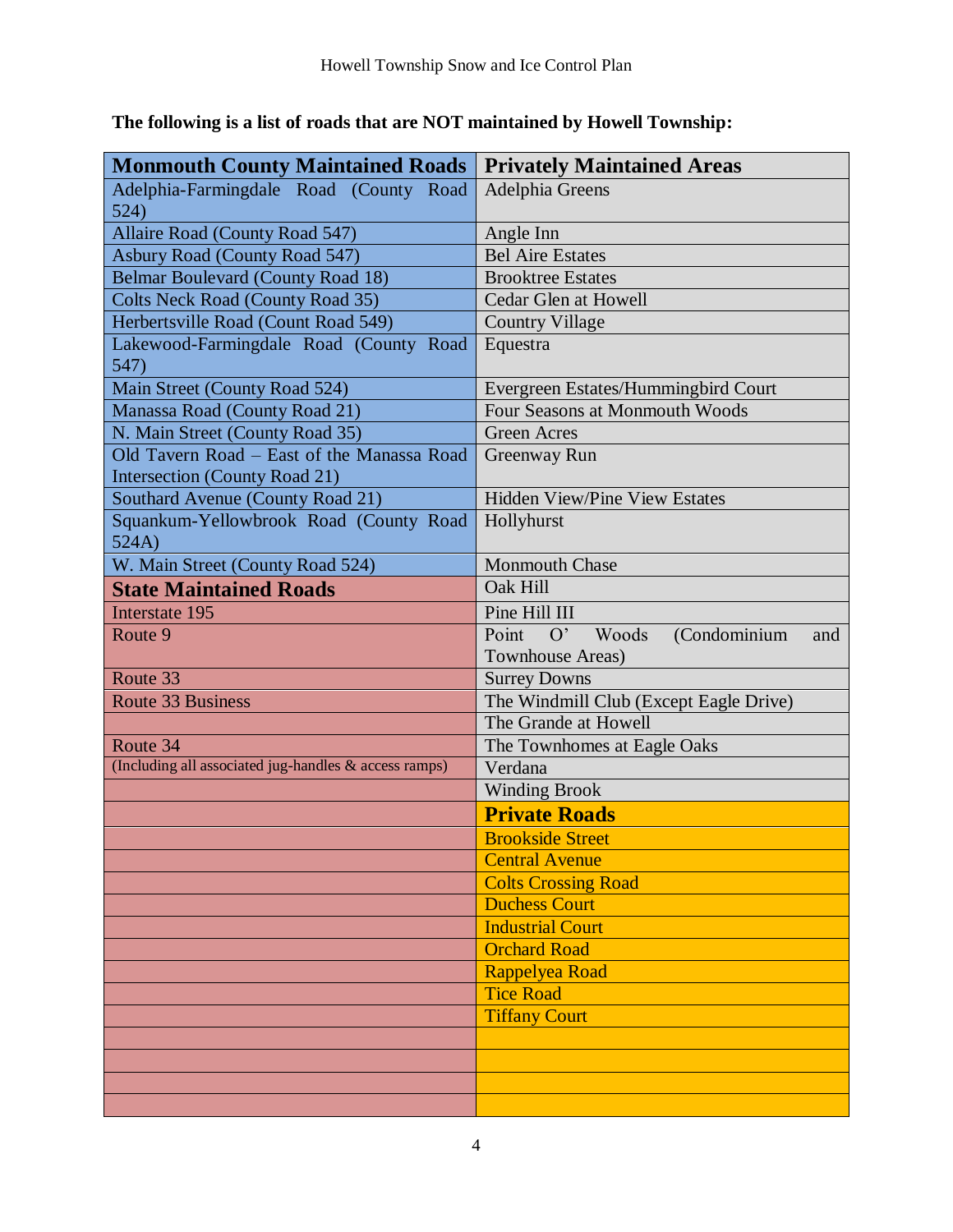**The following is a list of roads that are NOT maintained by Howell Township:**

| Monmouth County Maintained Roads | Privately Maintained Areas |
|---|---|
| Adelphia-Farmingdale Road (County Road 524) | Adelphia Greens |
| Allaire Road (County Road 547) | Angle Inn |
| Asbury Road (County Road 547) | Bel Aire Estates |
| Belmar Boulevard (County Road 18) | Brooktree Estates |
| Colts Neck Road (County Road 35) | Cedar Glen at Howell |
| Herbertsville Road (Count Road 549) | Country Village |
| Lakewood-Farmingdale Road (County Road 547) | Equestra |
| Main Street (County Road 524) | Evergreen Estates/Hummingbird Court |
| Manassa Road (County Road 21) | Four Seasons at Monmouth Woods |
| N. Main Street (County Road 35) | Green Acres |
| Old Tavern Road – East of the Manassa Road Intersection (County Road 21) | Greenway Run |
| Southard Avenue (County Road 21) | Hidden View/Pine View Estates |
| Squankum-Yellowbrook Road (County Road 524A) | Hollyhurst |
| W. Main Street (County Road 524) | Monmouth Chase |
| **State Maintained Roads** | Oak Hill |
| Interstate 195 | Pine Hill III |
| Route 9 | Point O' Woods (Condominium and Townhouse Areas) |
| Route 33 | Surrey Downs |
| Route 33 Business | The Windmill Club (Except Eagle Drive) |
| | The Grande at Howell |
| Route 34 | The Townhomes at Eagle Oaks |
| (Including all associated jug-handles & access ramps) | Verdana |
| | Winding Brook |
| | **Private Roads** |
| | Brookside Street |
| | Central Avenue |
| | Colts Crossing Road |
| | Duchess Court |
| | Industrial Court |
| | Orchard Road |
| | Rappelyea Road |
| | Tice Road |
| | Tiffany Court |
| | |
| | |
| | |
| | |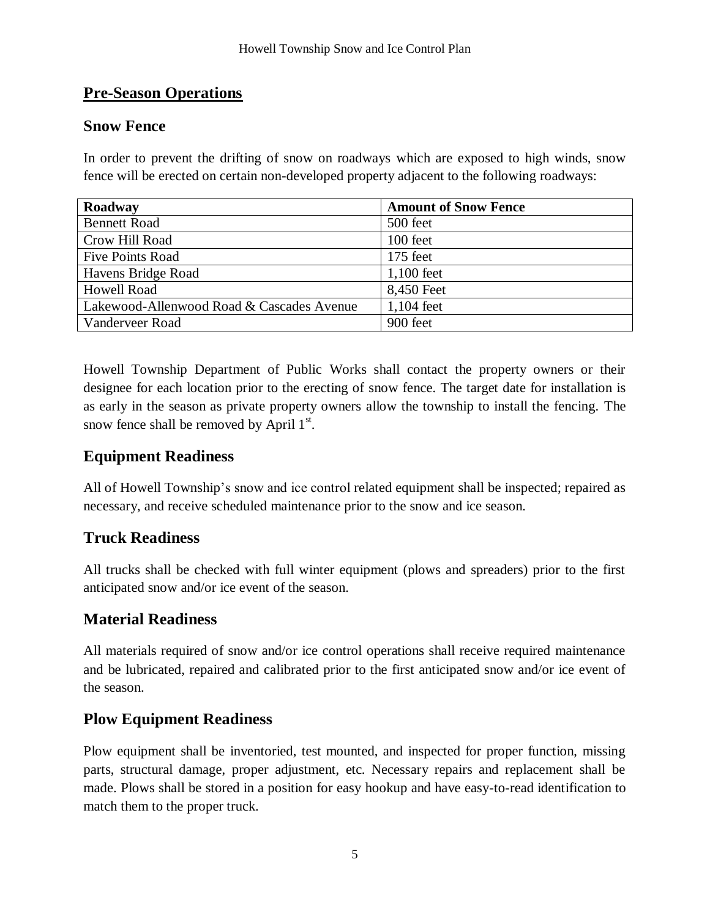## Pre-Season Operations

### Snow Fence

In order to prevent the drifting of snow on roadways which are exposed to high winds, snow fence will be erected on certain non-developed property adjacent to the following roadways:

| Roadway | Amount of Snow Fence |
|---|---|
| Bennett Road | 500 feet |
| Crow Hill Road | 100 feet |
| Five Points Road | 175 feet |
| Havens Bridge Road | 1,100 feet |
| Howell Road | 8,450 Feet |
| Lakewood-Allenwood Road & Cascades Avenue | 1,104 feet |
| Vanderveer Road | 900 feet |

Howell Township Department of Public Works shall contact the property owners or their designee for each location prior to the erecting of snow fence. The target date for installation is as early in the season as private property owners allow the township to install the fencing. The snow fence shall be removed by April 1st.

### Equipment Readiness

All of Howell Township's snow and ice control related equipment shall be inspected; repaired as necessary, and receive scheduled maintenance prior to the snow and ice season.

### Truck Readiness

All trucks shall be checked with full winter equipment (plows and spreaders) prior to the first anticipated snow and/or ice event of the season.

### Material Readiness

All materials required of snow and/or ice control operations shall receive required maintenance and be lubricated, repaired and calibrated prior to the first anticipated snow and/or ice event of the season.

### Plow Equipment Readiness

Plow equipment shall be inventoried, test mounted, and inspected for proper function, missing parts, structural damage, proper adjustment, etc. Necessary repairs and replacement shall be made. Plows shall be stored in a position for easy hookup and have easy-to-read identification to match them to the proper truck.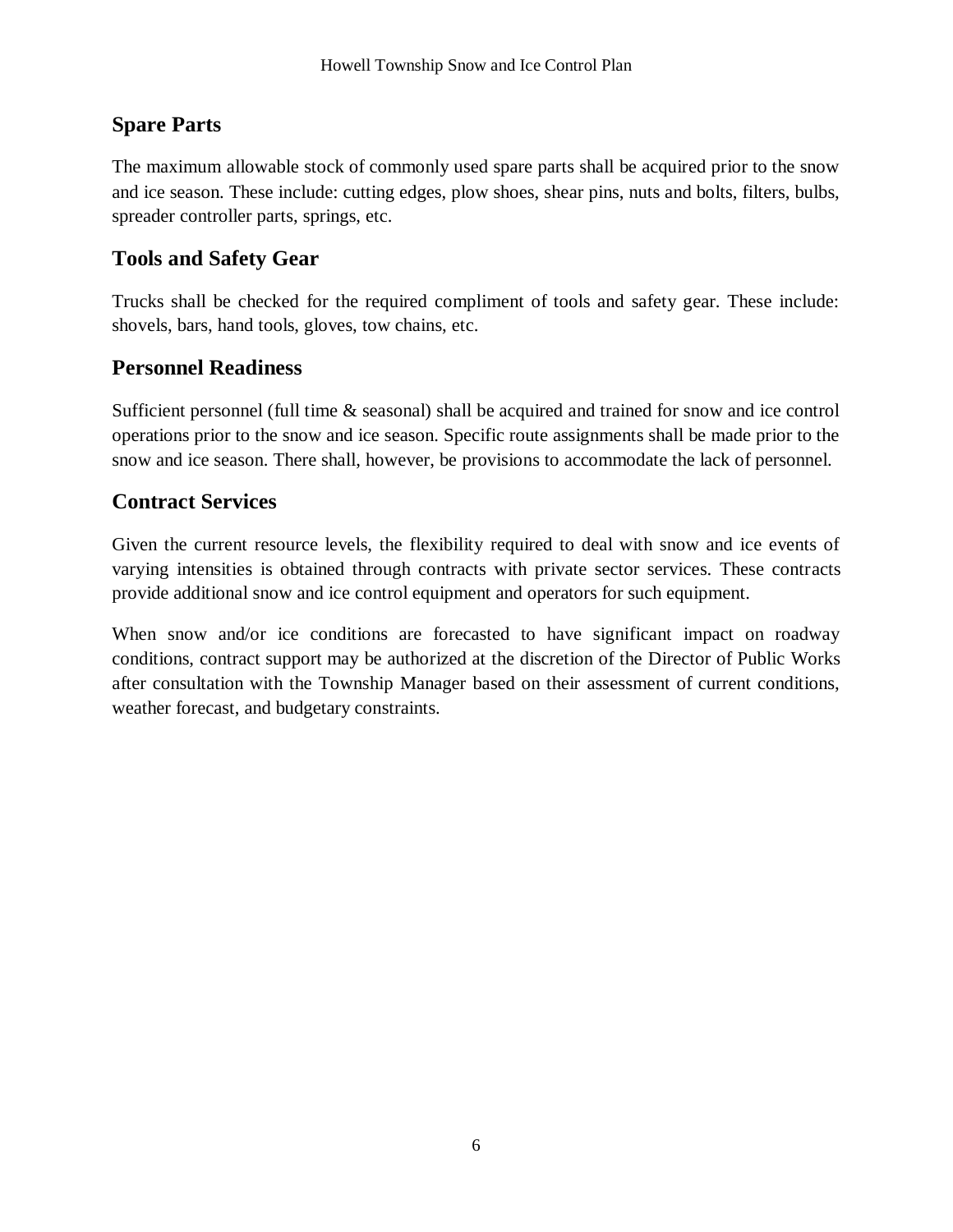## Spare Parts

The maximum allowable stock of commonly used spare parts shall be acquired prior to the snow and ice season. These include: cutting edges, plow shoes, shear pins, nuts and bolts, filters, bulbs, spreader controller parts, springs, etc.

## Tools and Safety Gear

Trucks shall be checked for the required compliment of tools and safety gear. These include: shovels, bars, hand tools, gloves, tow chains, etc.

## Personnel Readiness

Sufficient personnel (full time & seasonal) shall be acquired and trained for snow and ice control operations prior to the snow and ice season. Specific route assignments shall be made prior to the snow and ice season. There shall, however, be provisions to accommodate the lack of personnel.

## Contract Services

Given the current resource levels, the flexibility required to deal with snow and ice events of varying intensities is obtained through contracts with private sector services. These contracts provide additional snow and ice control equipment and operators for such equipment.

When snow and/or ice conditions are forecasted to have significant impact on roadway conditions, contract support may be authorized at the discretion of the Director of Public Works after consultation with the Township Manager based on their assessment of current conditions, weather forecast, and budgetary constraints.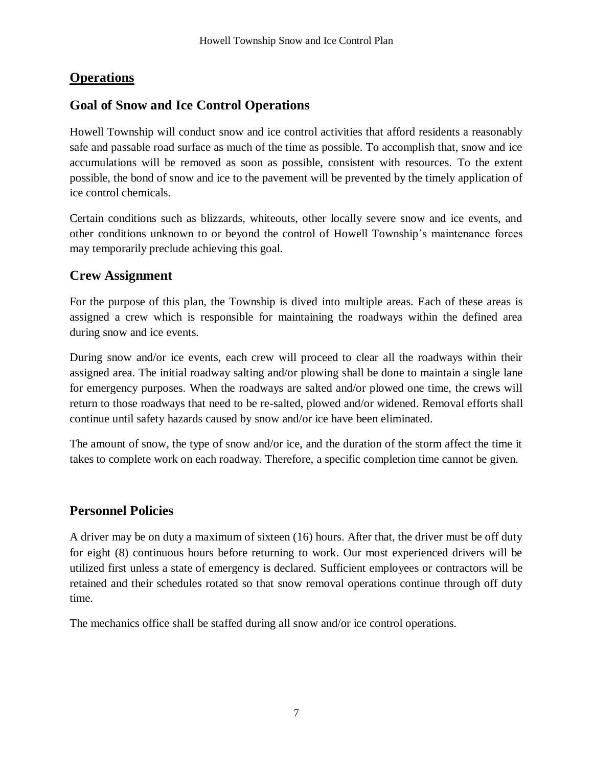# Operations

## Goal of Snow and Ice Control Operations

Howell Township will conduct snow and ice control activities that afford residents a reasonably safe and passable road surface as much of the time as possible. To accomplish that, snow and ice accumulations will be removed as soon as possible, consistent with resources. To the extent possible, the bond of snow and ice to the pavement will be prevented by the timely application of ice control chemicals.

Certain conditions such as blizzards, whiteouts, other locally severe snow and ice events, and other conditions unknown to or beyond the control of Howell Township's maintenance forces may temporarily preclude achieving this goal.

## Crew Assignment

For the purpose of this plan, the Township is dived into multiple areas. Each of these areas is assigned a crew which is responsible for maintaining the roadways within the defined area during snow and ice events.

During snow and/or ice events, each crew will proceed to clear all the roadways within their assigned area. The initial roadway salting and/or plowing shall be done to maintain a single lane for emergency purposes. When the roadways are salted and/or plowed one time, the crews will return to those roadways that need to be re-salted, plowed and/or widened. Removal efforts shall continue until safety hazards caused by snow and/or ice have been eliminated.

The amount of snow, the type of snow and/or ice, and the duration of the storm affect the time it takes to complete work on each roadway. Therefore, a specific completion time cannot be given.

## Personnel Policies

A driver may be on duty a maximum of sixteen (16) hours. After that, the driver must be off duty for eight (8) continuous hours before returning to work. Our most experienced drivers will be utilized first unless a state of emergency is declared. Sufficient employees or contractors will be retained and their schedules rotated so that snow removal operations continue through off duty time.

The mechanics office shall be staffed during all snow and/or ice control operations.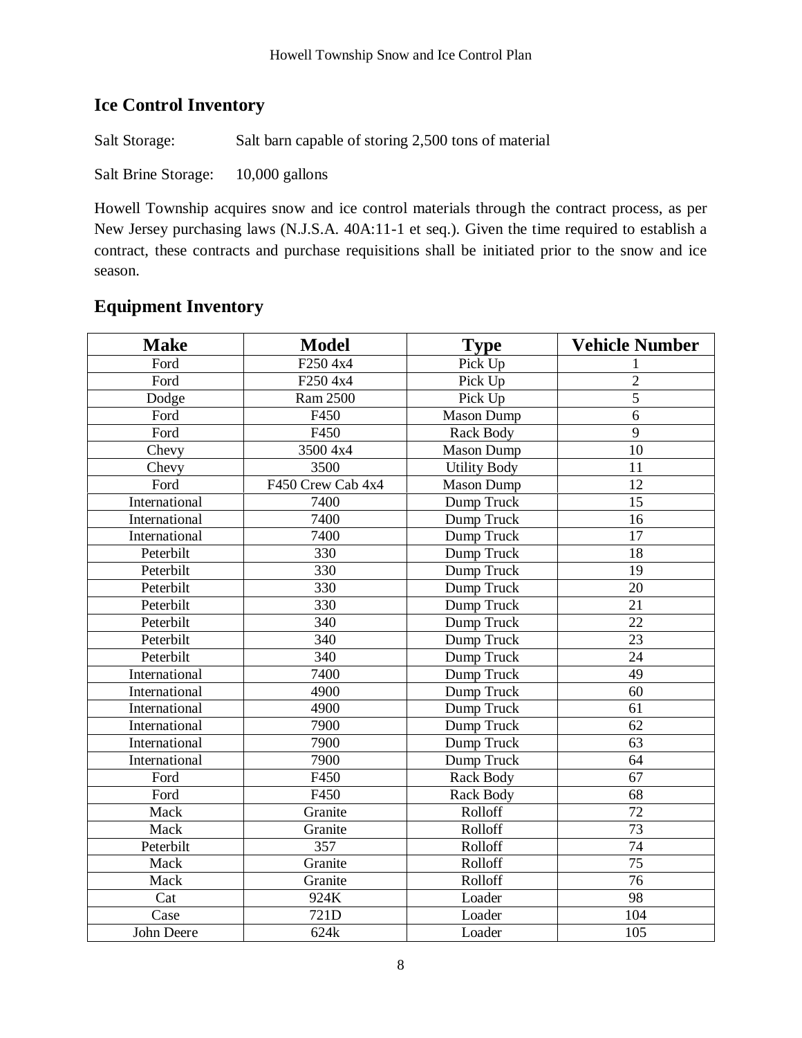## Ice Control Inventory

Salt Storage: Salt barn capable of storing 2,500 tons of material

Salt Brine Storage: 10,000 gallons

Howell Township acquires snow and ice control materials through the contract process, as per New Jersey purchasing laws (N.J.S.A. 40A:11-1 et seq.). Given the time required to establish a contract, these contracts and purchase requisitions shall be initiated prior to the snow and ice season.

## Equipment Inventory

| Make | Model | Type | Vehicle Number |
|---|---|---|---|
| Ford | F250 4x4 | Pick Up | 1 |
| Ford | F250 4x4 | Pick Up | 2 |
| Dodge | Ram 2500 | Pick Up | 5 |
| Ford | F450 | Mason Dump | 6 |
| Ford | F450 | Rack Body | 9 |
| Chevy | 3500 4x4 | Mason Dump | 10 |
| Chevy | 3500 | Utility Body | 11 |
| Ford | F450 Crew Cab 4x4 | Mason Dump | 12 |
| International | 7400 | Dump Truck | 15 |
| International | 7400 | Dump Truck | 16 |
| International | 7400 | Dump Truck | 17 |
| Peterbilt | 330 | Dump Truck | 18 |
| Peterbilt | 330 | Dump Truck | 19 |
| Peterbilt | 330 | Dump Truck | 20 |
| Peterbilt | 330 | Dump Truck | 21 |
| Peterbilt | 340 | Dump Truck | 22 |
| Peterbilt | 340 | Dump Truck | 23 |
| Peterbilt | 340 | Dump Truck | 24 |
| International | 7400 | Dump Truck | 49 |
| International | 4900 | Dump Truck | 60 |
| International | 4900 | Dump Truck | 61 |
| International | 7900 | Dump Truck | 62 |
| International | 7900 | Dump Truck | 63 |
| International | 7900 | Dump Truck | 64 |
| Ford | F450 | Rack Body | 67 |
| Ford | F450 | Rack Body | 68 |
| Mack | Granite | Rolloff | 72 |
| Mack | Granite | Rolloff | 73 |
| Peterbilt | 357 | Rolloff | 74 |
| Mack | Granite | Rolloff | 75 |
| Mack | Granite | Rolloff | 76 |
| Cat | 924K | Loader | 98 |
| Case | 721D | Loader | 104 |
| John Deere | 624k | Loader | 105 |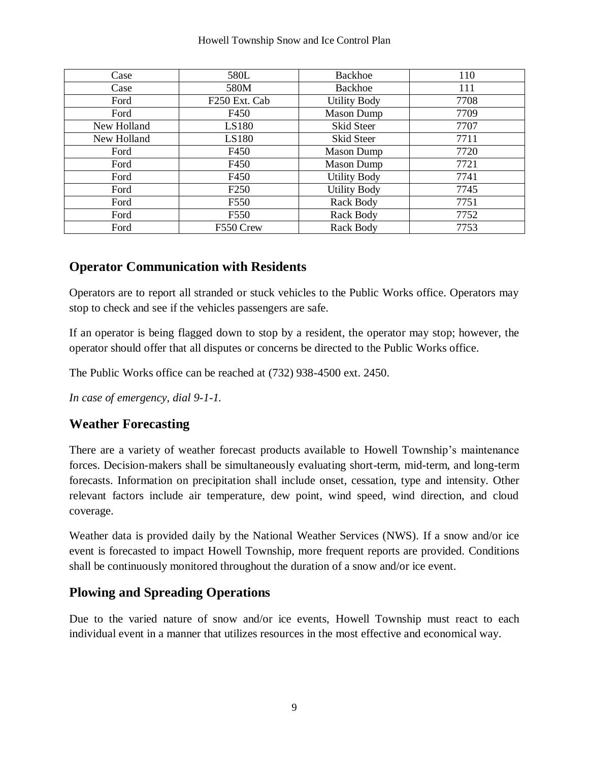| Case | 580L | Backhoe | 110 |
|---|---|---|---|
| Case | 580M | Backhoe | 111 |
| Ford | F250 Ext. Cab | Utility Body | 7708 |
| Ford | F450 | Mason Dump | 7709 |
| New Holland | LS180 | Skid Steer | 7707 |
| New Holland | LS180 | Skid Steer | 7711 |
| Ford | F450 | Mason Dump | 7720 |
| Ford | F450 | Mason Dump | 7721 |
| Ford | F450 | Utility Body | 7741 |
| Ford | F250 | Utility Body | 7745 |
| Ford | F550 | Rack Body | 7751 |
| Ford | F550 | Rack Body | 7752 |
| Ford | F550 Crew | Rack Body | 7753 |

## Operator Communication with Residents

Operators are to report all stranded or stuck vehicles to the Public Works office. Operators may stop to check and see if the vehicles passengers are safe.

If an operator is being flagged down to stop by a resident, the operator may stop; however, the operator should offer that all disputes or concerns be directed to the Public Works office.

The Public Works office can be reached at (732) 938-4500 ext. 2450.

*In case of emergency, dial 9-1-1.*

## Weather Forecasting

There are a variety of weather forecast products available to Howell Township's maintenance forces. Decision-makers shall be simultaneously evaluating short-term, mid-term, and long-term forecasts. Information on precipitation shall include onset, cessation, type and intensity. Other relevant factors include air temperature, dew point, wind speed, wind direction, and cloud coverage.

Weather data is provided daily by the National Weather Services (NWS). If a snow and/or ice event is forecasted to impact Howell Township, more frequent reports are provided. Conditions shall be continuously monitored throughout the duration of a snow and/or ice event.

## Plowing and Spreading Operations

Due to the varied nature of snow and/or ice events, Howell Township must react to each individual event in a manner that utilizes resources in the most effective and economical way.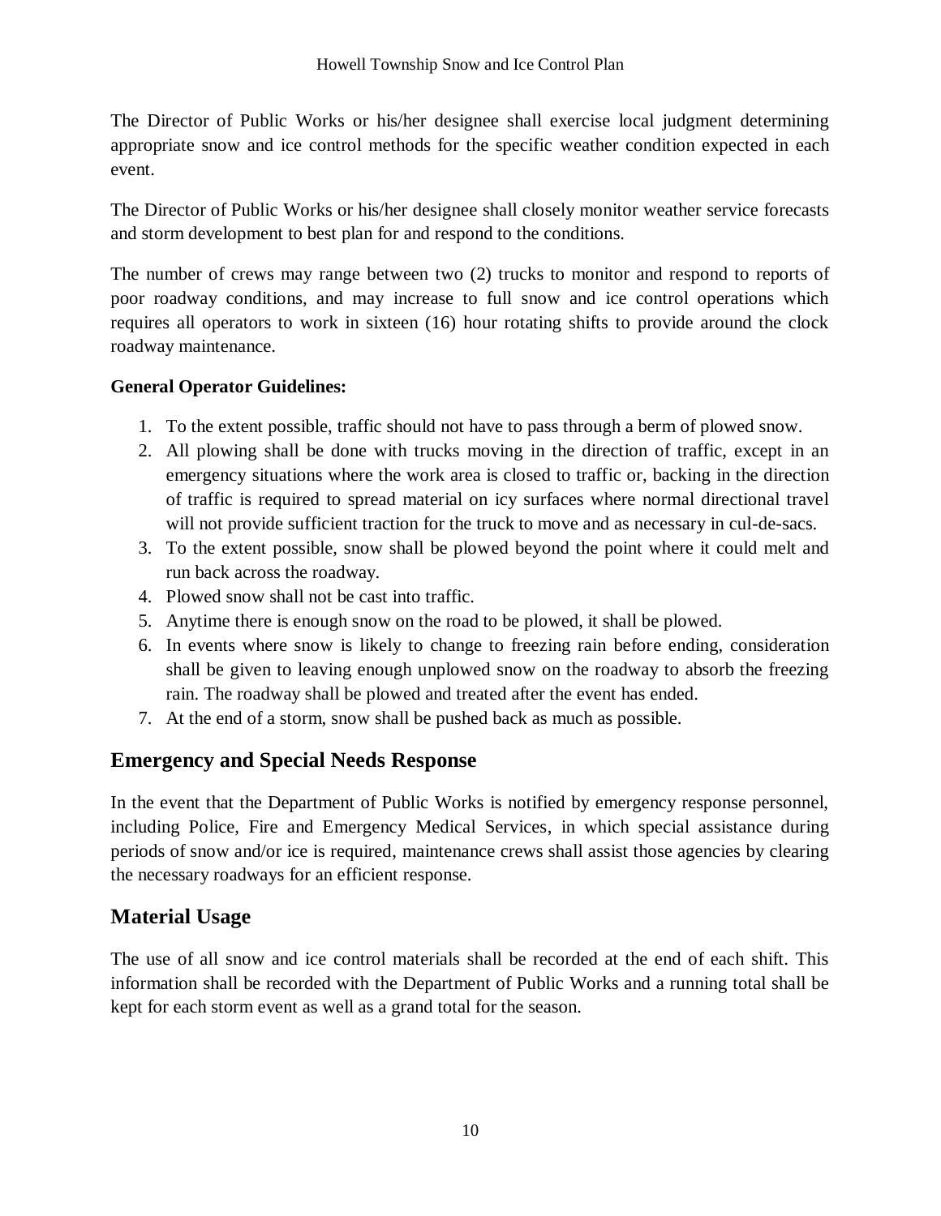The Director of Public Works or his/her designee shall exercise local judgment determining appropriate snow and ice control methods for the specific weather condition expected in each event.

The Director of Public Works or his/her designee shall closely monitor weather service forecasts and storm development to best plan for and respond to the conditions.

The number of crews may range between two (2) trucks to monitor and respond to reports of poor roadway conditions, and may increase to full snow and ice control operations which requires all operators to work in sixteen (16) hour rotating shifts to provide around the clock roadway maintenance.

**General Operator Guidelines:**

1. To the extent possible, traffic should not have to pass through a berm of plowed snow.
2. All plowing shall be done with trucks moving in the direction of traffic, except in an emergency situations where the work area is closed to traffic or, backing in the direction of traffic is required to spread material on icy surfaces where normal directional travel will not provide sufficient traction for the truck to move and as necessary in cul-de-sacs.
3. To the extent possible, snow shall be plowed beyond the point where it could melt and run back across the roadway.
4. Plowed snow shall not be cast into traffic.
5. Anytime there is enough snow on the road to be plowed, it shall be plowed.
6. In events where snow is likely to change to freezing rain before ending, consideration shall be given to leaving enough unplowed snow on the roadway to absorb the freezing rain. The roadway shall be plowed and treated after the event has ended.
7. At the end of a storm, snow shall be pushed back as much as possible.

## Emergency and Special Needs Response

In the event that the Department of Public Works is notified by emergency response personnel, including Police, Fire and Emergency Medical Services, in which special assistance during periods of snow and/or ice is required, maintenance crews shall assist those agencies by clearing the necessary roadways for an efficient response.

## Material Usage

The use of all snow and ice control materials shall be recorded at the end of each shift. This information shall be recorded with the Department of Public Works and a running total shall be kept for each storm event as well as a grand total for the season.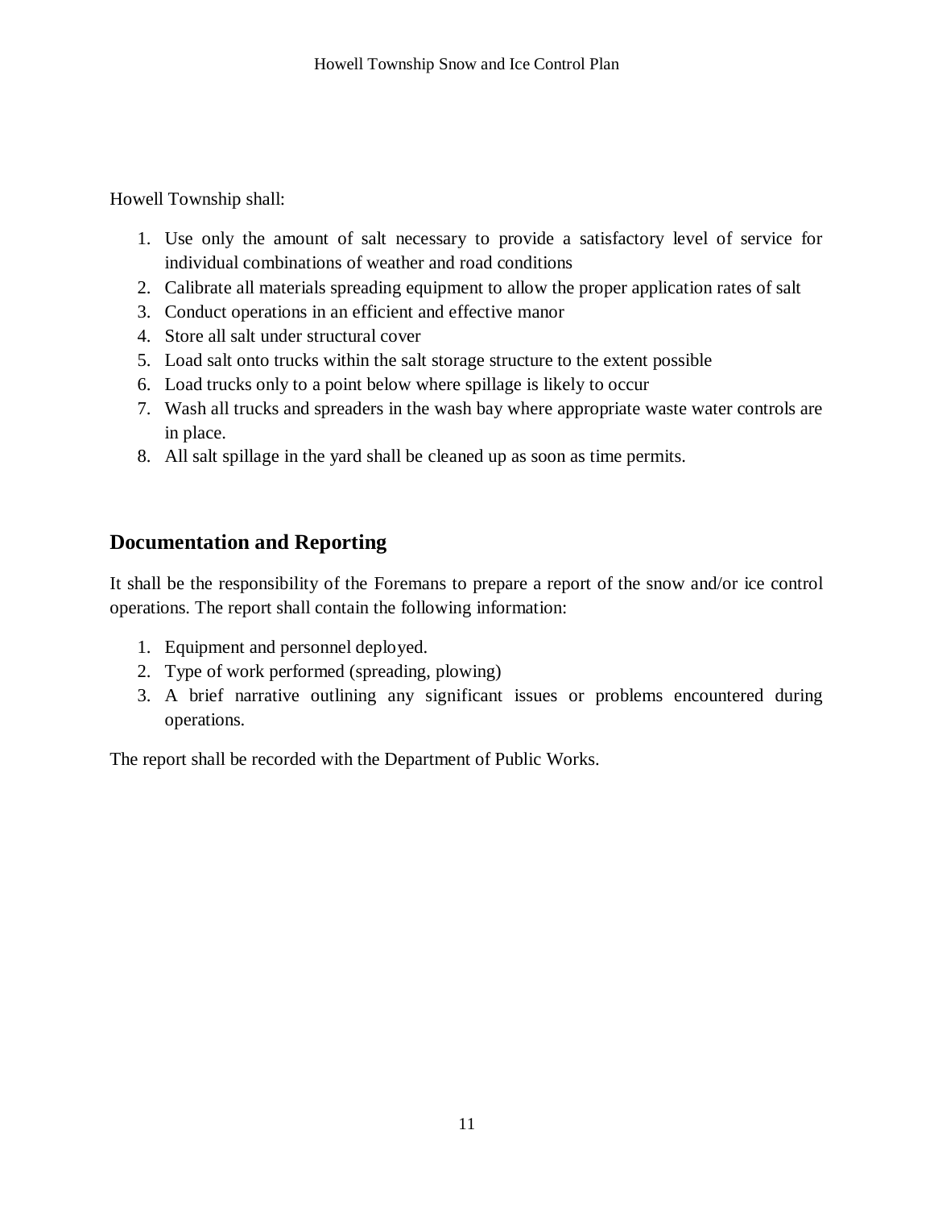Howell Township shall:

1. Use only the amount of salt necessary to provide a satisfactory level of service for individual combinations of weather and road conditions
2. Calibrate all materials spreading equipment to allow the proper application rates of salt
3. Conduct operations in an efficient and effective manor
4. Store all salt under structural cover
5. Load salt onto trucks within the salt storage structure to the extent possible
6. Load trucks only to a point below where spillage is likely to occur
7. Wash all trucks and spreaders in the wash bay where appropriate waste water controls are in place.
8. All salt spillage in the yard shall be cleaned up as soon as time permits.

## Documentation and Reporting

It shall be the responsibility of the Foremans to prepare a report of the snow and/or ice control operations. The report shall contain the following information:

1. Equipment and personnel deployed.
2. Type of work performed (spreading, plowing)
3. A brief narrative outlining any significant issues or problems encountered during operations.

The report shall be recorded with the Department of Public Works.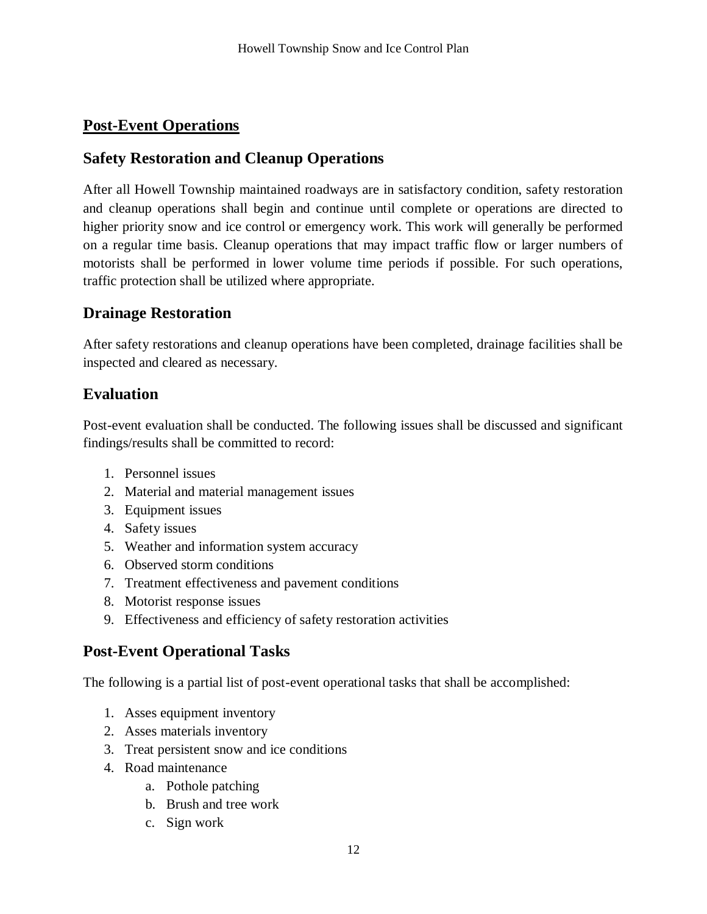## Post-Event Operations

### Safety Restoration and Cleanup Operations

After all Howell Township maintained roadways are in satisfactory condition, safety restoration and cleanup operations shall begin and continue until complete or operations are directed to higher priority snow and ice control or emergency work. This work will generally be performed on a regular time basis. Cleanup operations that may impact traffic flow or larger numbers of motorists shall be performed in lower volume time periods if possible. For such operations, traffic protection shall be utilized where appropriate.

### Drainage Restoration

After safety restorations and cleanup operations have been completed, drainage facilities shall be inspected and cleared as necessary.

### Evaluation

Post-event evaluation shall be conducted. The following issues shall be discussed and significant findings/results shall be committed to record:

1. Personnel issues
2. Material and material management issues
3. Equipment issues
4. Safety issues
5. Weather and information system accuracy
6. Observed storm conditions
7. Treatment effectiveness and pavement conditions
8. Motorist response issues
9. Effectiveness and efficiency of safety restoration activities

### Post-Event Operational Tasks

The following is a partial list of post-event operational tasks that shall be accomplished:

1. Asses equipment inventory
2. Asses materials inventory
3. Treat persistent snow and ice conditions
4. Road maintenance
    a. Pothole patching
    b. Brush and tree work
    c. Sign work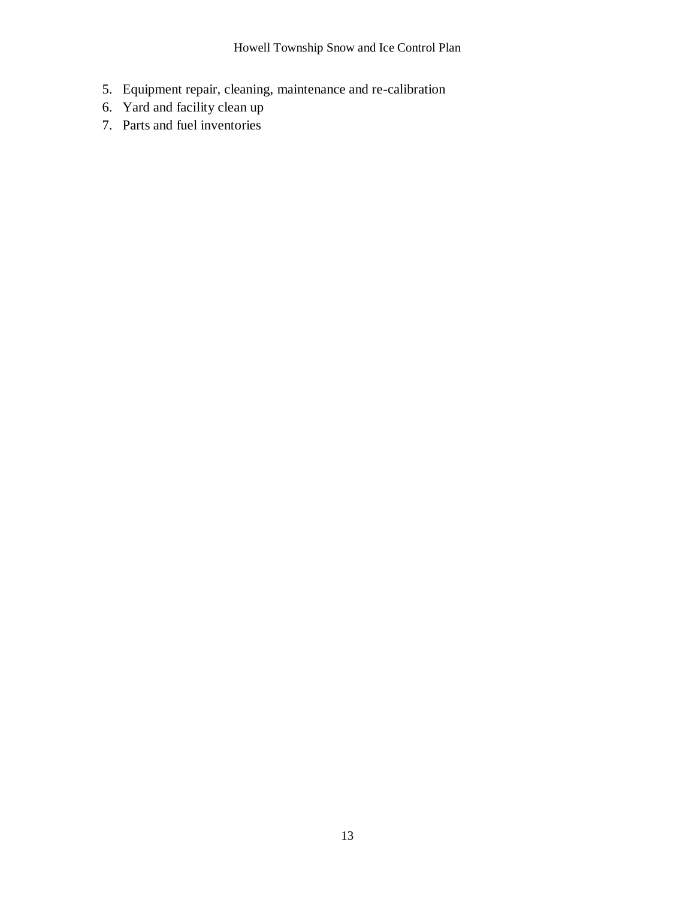5. Equipment repair, cleaning, maintenance and re-calibration
6. Yard and facility clean up
7. Parts and fuel inventories